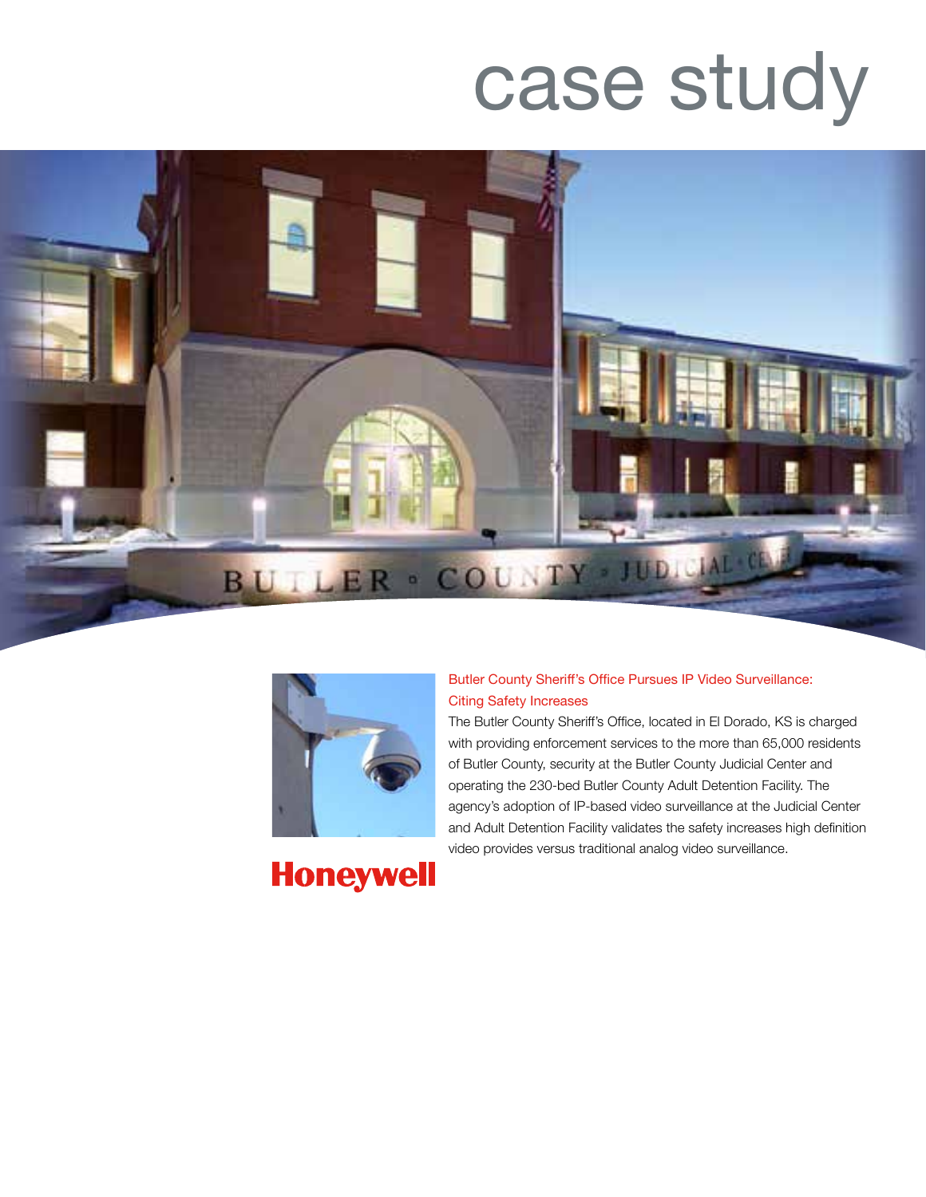# case study

## Butler County Sheriff's Office Pursues IP Video Surveillance: Citing Safety Increases

The Butler County Sheriff's Office, located in El Dorado, KS is charged with providing enforcement services to the more than 65,000 residents of Butler County, security at the Butler County Judicial Center and operating the 230-bed Butler County Adult Detention Facility. The agency's adoption of IP-based video surveillance at the Judicial Center and Adult Detention Facility validates the safety increases high definition video provides versus traditional analog video surveillance.

Honeywell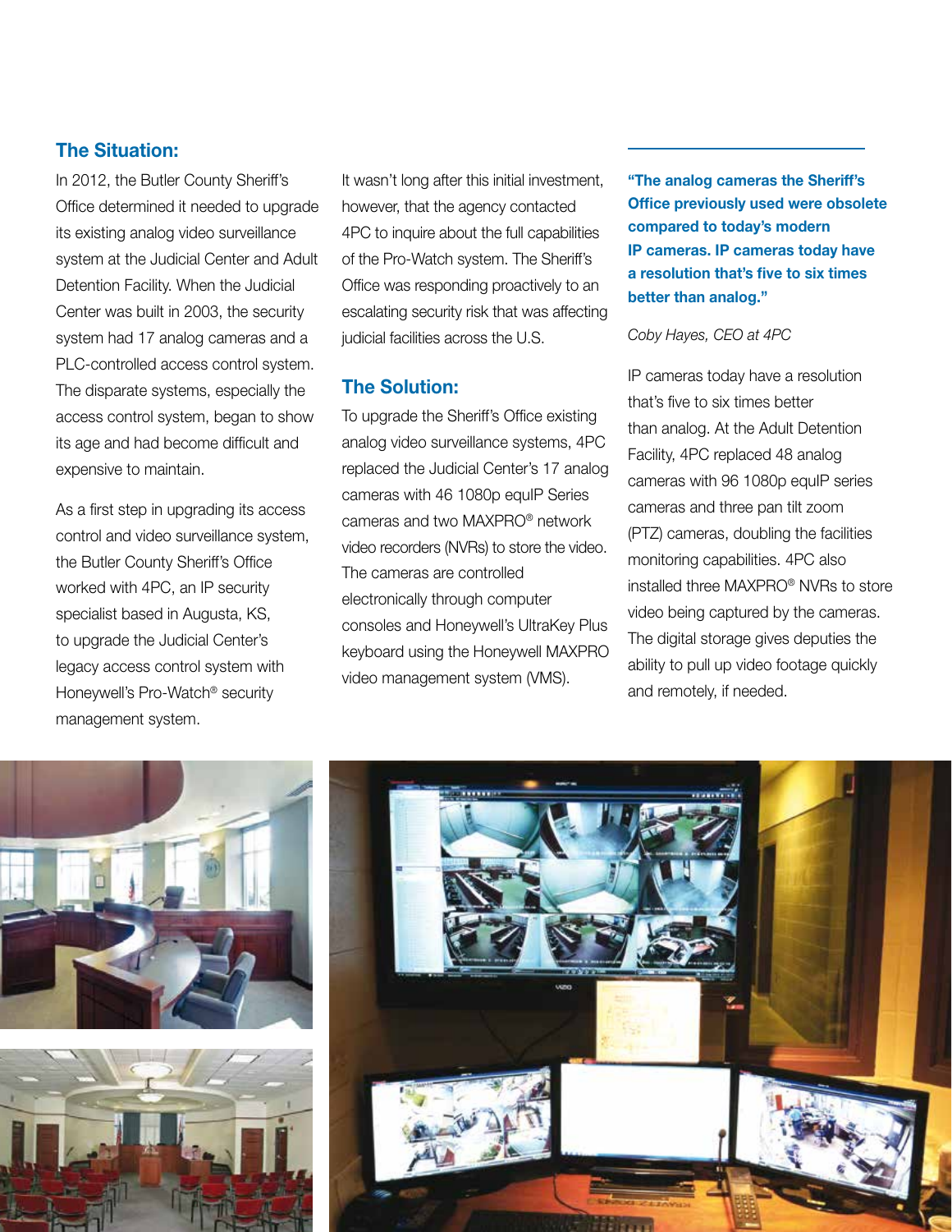## The Situation:

In 2012, the Butler County Sheriff's Office determined it needed to upgrade its existing analog video surveillance system at the Judicial Center and Adult Detention Facility. When the Judicial Center was built in 2003, the security system had 17 analog cameras and a PLC-controlled access control system. The disparate systems, especially the access control system, began to show its age and had become difficult and expensive to maintain.

As a first step in upgrading its access control and video surveillance system, the Butler County Sheriff's Office worked with 4PC, an IP security specialist based in Augusta, KS, to upgrade the Judicial Center's legacy access control system with Honeywell's Pro-Watch® security management system.

It wasn't long after this initial investment, however, that the agency contacted 4PC to inquire about the full capabilities of the Pro-Watch system. The Sheriff's Office was responding proactively to an escalating security risk that was affecting judicial facilities across the U.S.

## The Solution:

To upgrade the Sheriff's Office existing analog video surveillance systems, 4PC replaced the Judicial Center's 17 analog cameras with 46 1080p equIP Series cameras and two MAXPRO® network video recorders (NVRs) to store the video. The cameras are controlled electronically through computer consoles and Honeywell's UltraKey Plus keyboard using the Honeywell MAXPRO video management system (VMS).

**"The analog cameras the Sheriff's Office previously used were obsolete compared to today's modern IP cameras. IP cameras today have a resolution that's five to six times better than analog."**

*Coby Hayes, CEO at 4PC*

IP cameras today have a resolution that's five to six times better than analog. At the Adult Detention Facility, 4PC replaced 48 analog cameras with 96 1080p equIP series cameras and three pan tilt zoom (PTZ) cameras, doubling the facilities monitoring capabilities. 4PC also installed three MAXPRO® NVRs to store video being captured by the cameras. The digital storage gives deputies the ability to pull up video footage quickly and remotely, if needed.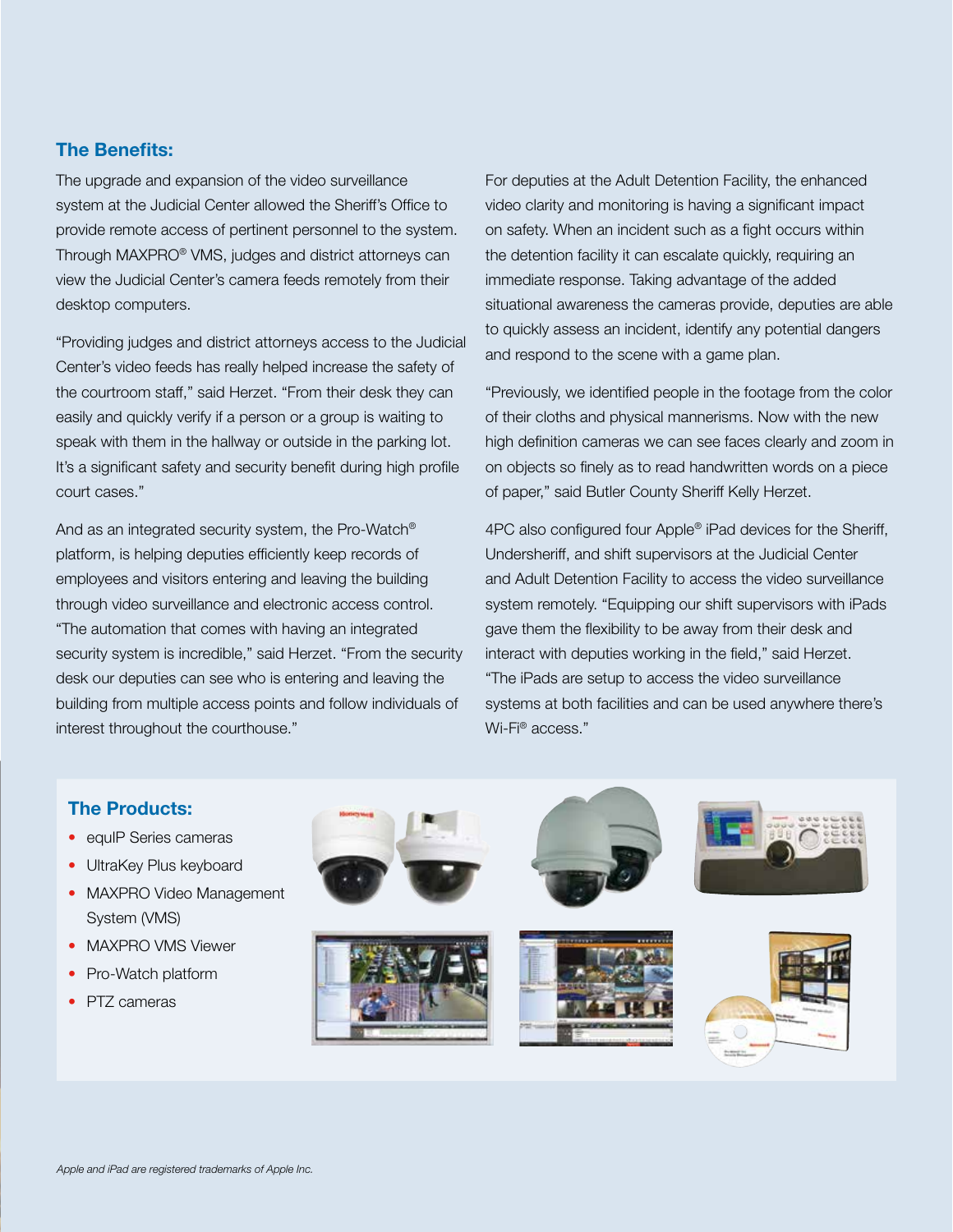## The Benefits:

The upgrade and expansion of the video surveillance system at the Judicial Center allowed the Sheriff's Office to provide remote access of pertinent personnel to the system. Through MAXPRO® VMS, judges and district attorneys can view the Judicial Center's camera feeds remotely from their desktop computers.

"Providing judges and district attorneys access to the Judicial Center's video feeds has really helped increase the safety of the courtroom staff," said Herzet. "From their desk they can easily and quickly verify if a person or a group is waiting to speak with them in the hallway or outside in the parking lot. It's a significant safety and security benefit during high profile court cases."

And as an integrated security system, the Pro-Watch® platform, is helping deputies efficiently keep records of employees and visitors entering and leaving the building through video surveillance and electronic access control. "The automation that comes with having an integrated security system is incredible," said Herzet. "From the security desk our deputies can see who is entering and leaving the building from multiple access points and follow individuals of interest throughout the courthouse."

For deputies at the Adult Detention Facility, the enhanced video clarity and monitoring is having a significant impact on safety. When an incident such as a fight occurs within the detention facility it can escalate quickly, requiring an immediate response. Taking advantage of the added situational awareness the cameras provide, deputies are able to quickly assess an incident, identify any potential dangers and respond to the scene with a game plan.

"Previously, we identified people in the footage from the color of their cloths and physical mannerisms. Now with the new high definition cameras we can see faces clearly and zoom in on objects so finely as to read handwritten words on a piece of paper," said Butler County Sheriff Kelly Herzet.

4PC also configured four Apple® iPad devices for the Sheriff, Undersheriff, and shift supervisors at the Judicial Center and Adult Detention Facility to access the video surveillance system remotely. "Equipping our shift supervisors with iPads gave them the flexibility to be away from their desk and interact with deputies working in the field," said Herzet. "The iPads are setup to access the video surveillance systems at both facilities and can be used anywhere there's Wi-Fi® access."

## The Products:

- equIP Series cameras
- UltraKey Plus keyboard
- MAXPRO Video Management System (VMS)
- MAXPRO VMS Viewer
- Pro-Watch platform
- PTZ cameras

*Apple and iPad are registered trademarks of Apple Inc.*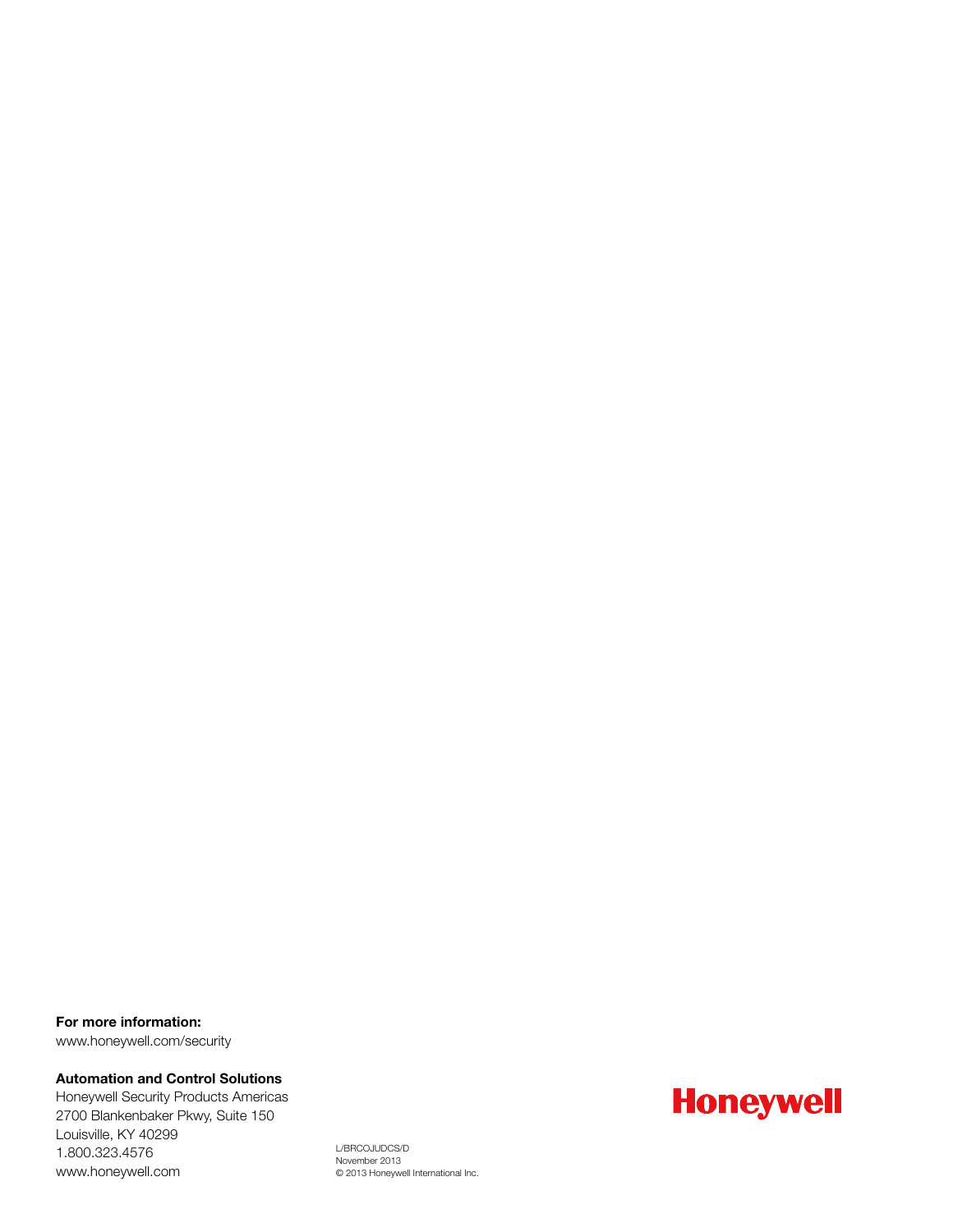**For more information:**

www.honeywell.com/security

**Automation and Control Solutions**

Honeywell Security Products Americas
2700 Blankenbaker Pkwy, Suite 150
Louisville, KY 40299
1.800.323.4576
www.honeywell.com

L/BRCOJUDCS/D
November 2013
© 2013 Honeywell International Inc.

Honeywell